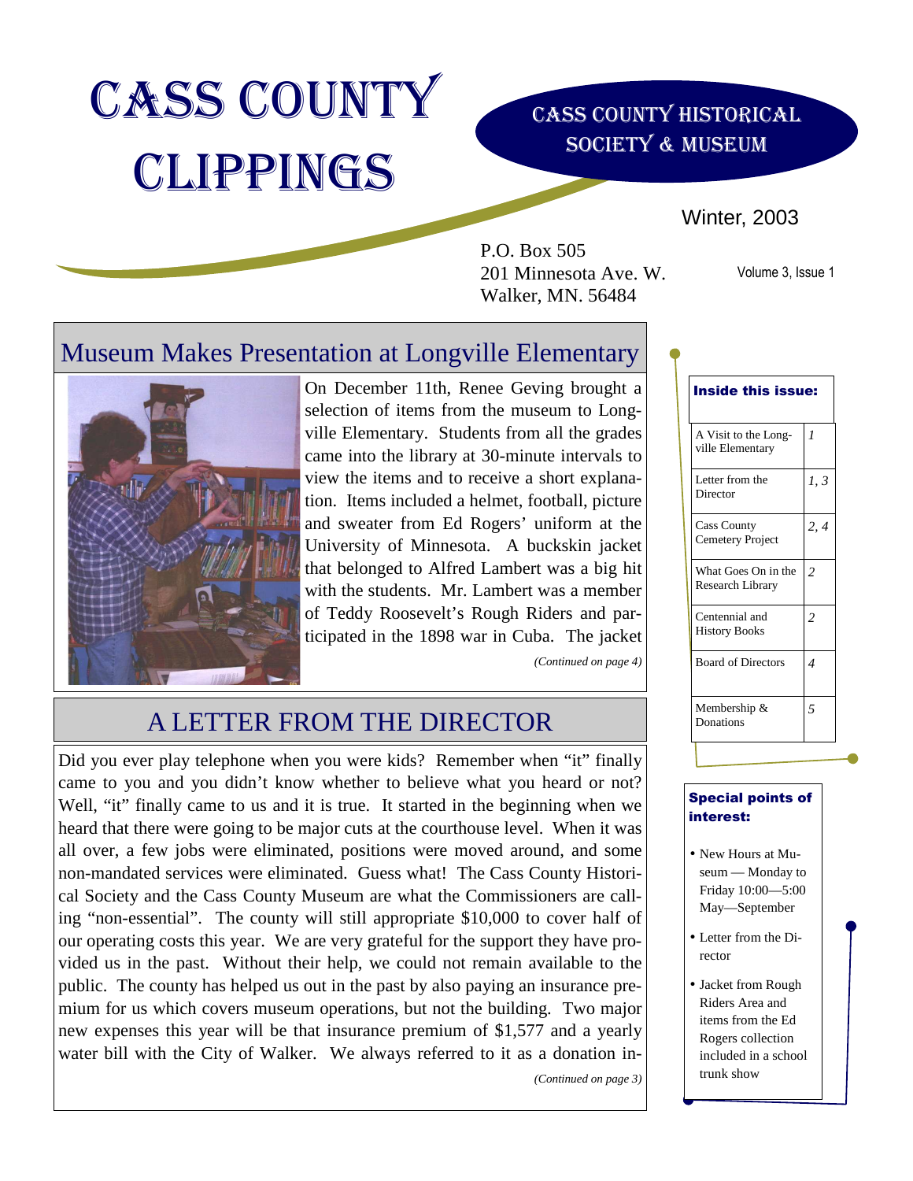# Cass County Clippings

## Cass County Historical Society & Museum

Winter, 2003

P.O. Box 505
201 Minnesota Ave. W.
Walker, MN. 56484

Volume 3, Issue 1

## Museum Makes Presentation at Longville Elementary

On December 11th, Renee Geving brought a selection of items from the museum to Longville Elementary. Students from all the grades came into the library at 30-minute intervals to view the items and to receive a short explanation. Items included a helmet, football, picture and sweater from Ed Rogers' uniform at the University of Minnesota. A buckskin jacket that belonged to Alfred Lambert was a big hit with the students. Mr. Lambert was a member of Teddy Roosevelt's Rough Riders and participated in the 1898 war in Cuba. The jacket

*(Continued on page 4)*

## A LETTER FROM THE DIRECTOR

Did you ever play telephone when you were kids? Remember when "it" finally came to you and you didn't know whether to believe what you heard or not? Well, "it" finally came to us and it is true. It started in the beginning when we heard that there were going to be major cuts at the courthouse level. When it was all over, a few jobs were eliminated, positions were moved around, and some non-mandated services were eliminated. Guess what! The Cass County Historical Society and the Cass County Museum are what the Commissioners are calling "non-essential". The county will still appropriate $10,000 to cover half of our operating costs this year. We are very grateful for the support they have provided us in the past. Without their help, we could not remain available to the public. The county has helped us out in the past by also paying an insurance premium for us which covers museum operations, but not the building. Two major new expenses this year will be that insurance premium of $1,577 and a yearly water bill with the City of Walker. We always referred to it as a donation in-

*(Continued on page 3)*

**Inside this issue:**

| | |
|---|---|
| A Visit to the Longville Elementary | *1* |
| Letter from the Director | *1, 3* |
| Cass County Cemetery Project | *2, 4* |
| What Goes On in the Research Library | *2* |
| Centennial and History Books | *2* |
| Board of Directors | *4* |
| Membership & Donations | *5* |

**Special points of interest:**

- New Hours at Museum — Monday to Friday 10:00—5:00 May—September
- Letter from the Director
- Jacket from Rough Riders Area and items from the Ed Rogers collection included in a school trunk show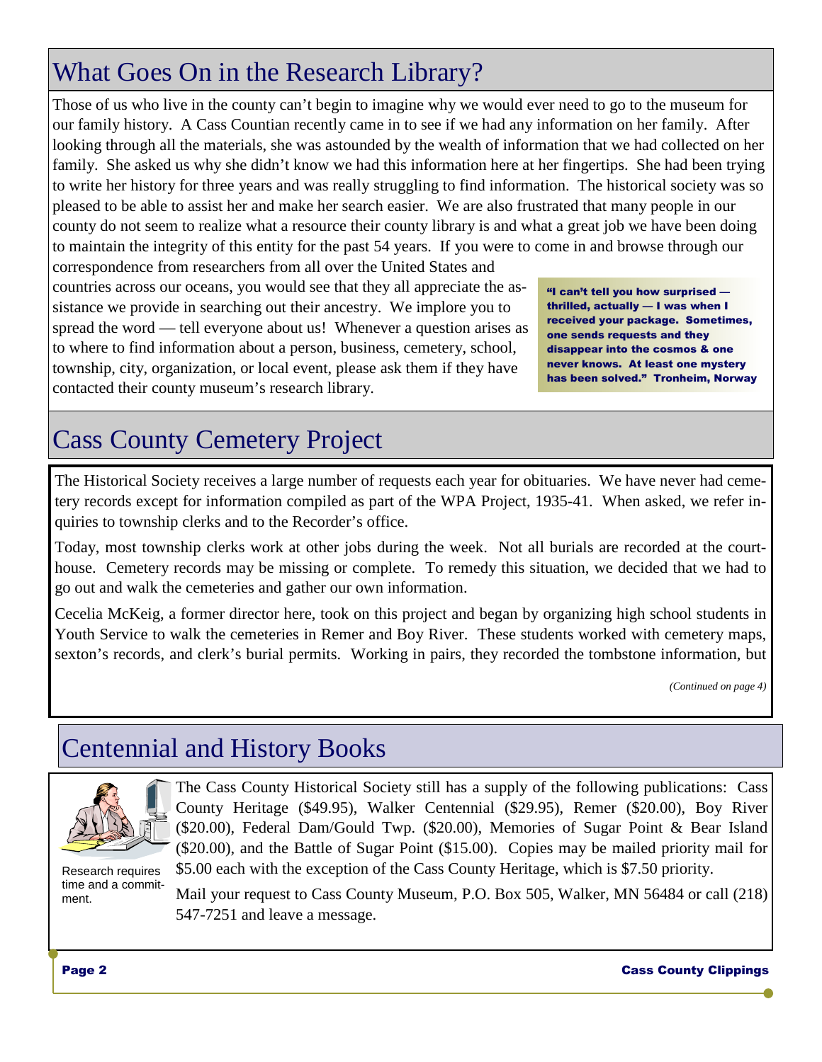## What Goes On in the Research Library?

Those of us who live in the county can't begin to imagine why we would ever need to go to the museum for our family history. A Cass Countian recently came in to see if we had any information on her family. After looking through all the materials, she was astounded by the wealth of information that we had collected on her family. She asked us why she didn't know we had this information here at her fingertips. She had been trying to write her history for three years and was really struggling to find information. The historical society was so pleased to be able to assist her and make her search easier. We are also frustrated that many people in our county do not seem to realize what a resource their county library is and what a great job we have been doing to maintain the integrity of this entity for the past 54 years. If you were to come in and browse through our correspondence from researchers from all over the United States and countries across our oceans, you would see that they all appreciate the assistance we provide in searching out their ancestry. We implore you to spread the word — tell everyone about us! Whenever a question arises as to where to find information about a person, business, cemetery, school, township, city, organization, or local event, please ask them if they have contacted their county museum's research library.

> **"I can't tell you how surprised — thrilled, actually — I was when I received your package. Sometimes, one sends requests and they disappear into the cosmos & one never knows. At least one mystery has been solved." Tronheim, Norway**

## Cass County Cemetery Project

The Historical Society receives a large number of requests each year for obituaries. We have never had cemetery records except for information compiled as part of the WPA Project, 1935-41. When asked, we refer inquiries to township clerks and to the Recorder's office.

Today, most township clerks work at other jobs during the week. Not all burials are recorded at the courthouse. Cemetery records may be missing or complete. To remedy this situation, we decided that we had to go out and walk the cemeteries and gather our own information.

Cecelia McKeig, a former director here, took on this project and began by organizing high school students in Youth Service to walk the cemeteries in Remer and Boy River. These students worked with cemetery maps, sexton's records, and clerk's burial permits. Working in pairs, they recorded the tombstone information, but

*(Continued on page 4)*

## Centennial and History Books

Research requires time and a commitment.

The Cass County Historical Society still has a supply of the following publications: Cass County Heritage ($49.95), Walker Centennial ($29.95), Remer ($20.00), Boy River ($20.00), Federal Dam/Gould Twp. ($20.00), Memories of Sugar Point & Bear Island ($20.00), and the Battle of Sugar Point ($15.00). Copies may be mailed priority mail for $5.00 each with the exception of the Cass County Heritage, which is $7.50 priority.

Mail your request to Cass County Museum, P.O. Box 505, Walker, MN 56484 or call (218) 547-7251 and leave a message.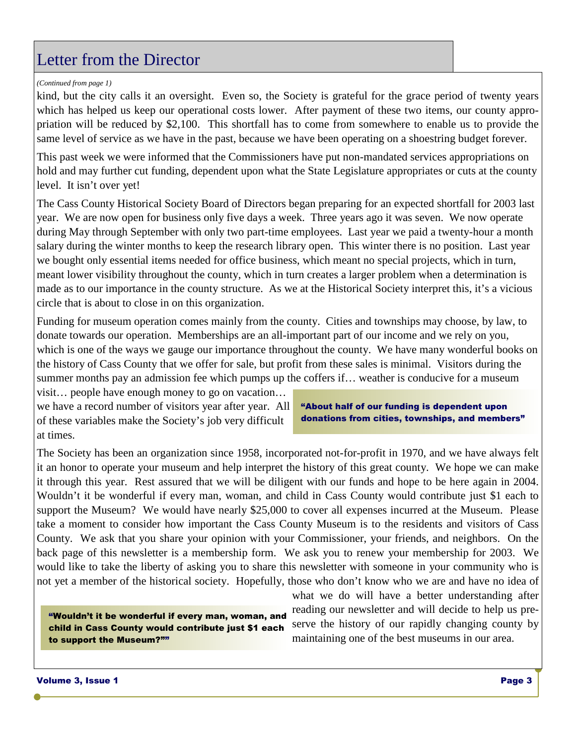# Letter from the Director

*(Continued from page 1)*

kind, but the city calls it an oversight. Even so, the Society is grateful for the grace period of twenty years which has helped us keep our operational costs lower. After payment of these two items, our county appropriation will be reduced by $2,100. This shortfall has to come from somewhere to enable us to provide the same level of service as we have in the past, because we have been operating on a shoestring budget forever.

This past week we were informed that the Commissioners have put non-mandated services appropriations on hold and may further cut funding, dependent upon what the State Legislature appropriates or cuts at the county level. It isn't over yet!

The Cass County Historical Society Board of Directors began preparing for an expected shortfall for 2003 last year. We are now open for business only five days a week. Three years ago it was seven. We now operate during May through September with only two part-time employees. Last year we paid a twenty-hour a month salary during the winter months to keep the research library open. This winter there is no position. Last year we bought only essential items needed for office business, which meant no special projects, which in turn, meant lower visibility throughout the county, which in turn creates a larger problem when a determination is made as to our importance in the county structure. As we at the Historical Society interpret this, it's a vicious circle that is about to close in on this organization.

Funding for museum operation comes mainly from the county. Cities and townships may choose, by law, to donate towards our operation. Memberships are an all-important part of our income and we rely on you, which is one of the ways we gauge our importance throughout the county. We have many wonderful books on the history of Cass County that we offer for sale, but profit from these sales is minimal. Visitors during the summer months pay an admission fee which pumps up the coffers if… weather is conducive for a museum visit… people have enough money to go on vacation… we have a record number of visitors year after year. All of these variables make the Society's job very difficult at times.

> **"About half of our funding is dependent upon donations from cities, townships, and members"**

The Society has been an organization since 1958, incorporated not-for-profit in 1970, and we have always felt it an honor to operate your museum and help interpret the history of this great county. We hope we can make it through this year. Rest assured that we will be diligent with our funds and hope to be here again in 2004. Wouldn't it be wonderful if every man, woman, and child in Cass County would contribute just $1 each to support the Museum? We would have nearly $25,000 to cover all expenses incurred at the Museum. Please take a moment to consider how important the Cass County Museum is to the residents and visitors of Cass County. We ask that you share your opinion with your Commissioner, your friends, and neighbors. On the back page of this newsletter is a membership form. We ask you to renew your membership for 2003. We would like to take the liberty of asking you to share this newsletter with someone in your community who is not yet a member of the historical society. Hopefully, those who don't know who we are and have no idea of what we do will have a better understanding after reading our newsletter and will decide to help us preserve the history of our rapidly changing county by maintaining one of the best museums in our area.

> **"Wouldn't it be wonderful if every man, woman, and child in Cass County would contribute just $1 each to support the Museum?""**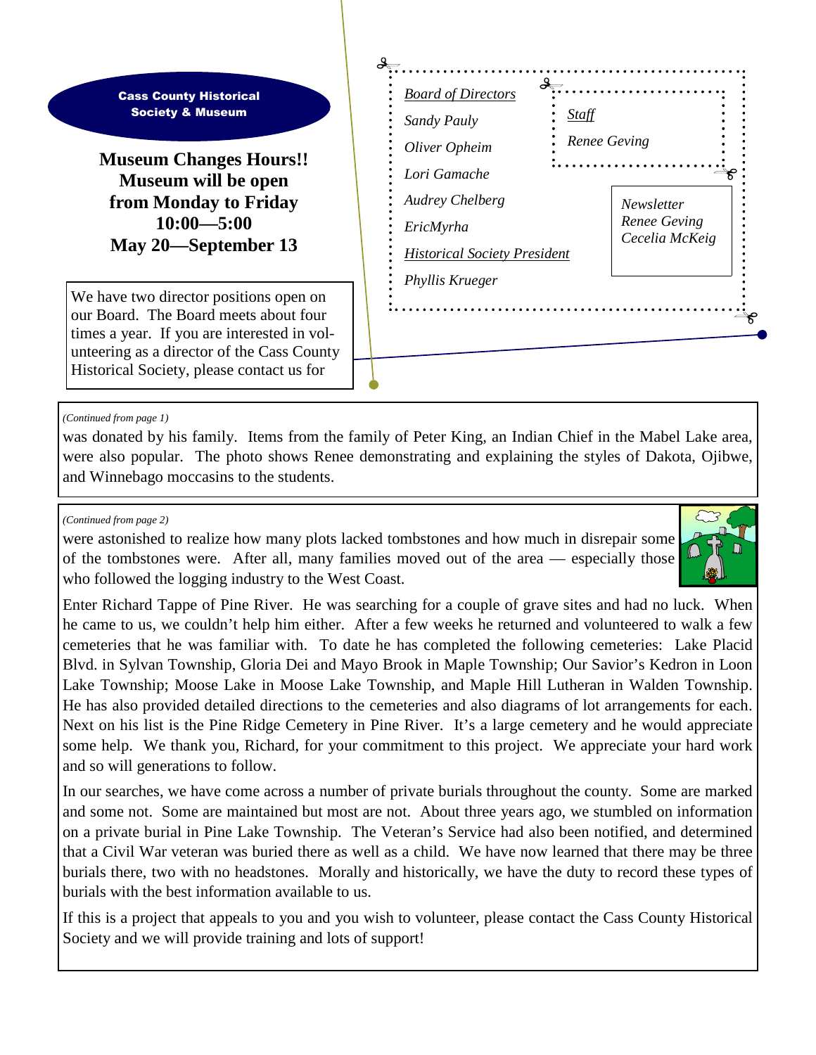**Cass County Historical Society & Museum**

**Museum Changes Hours!!**
**Museum will be open from Monday to Friday**
**10:00—5:00**
**May 20—September 13**

We have two director positions open on our Board. The Board meets about four times a year. If you are interested in volunteering as a director of the Cass County Historical Society, please contact us for

*Board of Directors*

*Sandy Pauly*

*Oliver Opheim*

*Lori Gamache*

*Audrey Chelberg*

*EricMyrha*

*Historical Society President*

*Phyllis Krueger*

*Staff*

*Renee Geving*

*Newsletter*
*Renee Geving*
*Cecelia McKeig*

*(Continued from page 1)*

was donated by his family. Items from the family of Peter King, an Indian Chief in the Mabel Lake area, were also popular. The photo shows Renee demonstrating and explaining the styles of Dakota, Ojibwe, and Winnebago moccasins to the students.

*(Continued from page 2)*

were astonished to realize how many plots lacked tombstones and how much in disrepair some of the tombstones were. After all, many families moved out of the area — especially those who followed the logging industry to the West Coast.

Enter Richard Tappe of Pine River. He was searching for a couple of grave sites and had no luck. When he came to us, we couldn't help him either. After a few weeks he returned and volunteered to walk a few cemeteries that he was familiar with. To date he has completed the following cemeteries: Lake Placid Blvd. in Sylvan Township, Gloria Dei and Mayo Brook in Maple Township; Our Savior's Kedron in Loon Lake Township; Moose Lake in Moose Lake Township, and Maple Hill Lutheran in Walden Township. He has also provided detailed directions to the cemeteries and also diagrams of lot arrangements for each. Next on his list is the Pine Ridge Cemetery in Pine River. It's a large cemetery and he would appreciate some help. We thank you, Richard, for your commitment to this project. We appreciate your hard work and so will generations to follow.

In our searches, we have come across a number of private burials throughout the county. Some are marked and some not. Some are maintained but most are not. About three years ago, we stumbled on information on a private burial in Pine Lake Township. The Veteran's Service had also been notified, and determined that a Civil War veteran was buried there as well as a child. We have now learned that there may be three burials there, two with no headstones. Morally and historically, we have the duty to record these types of burials with the best information available to us.

If this is a project that appeals to you and you wish to volunteer, please contact the Cass County Historical Society and we will provide training and lots of support!